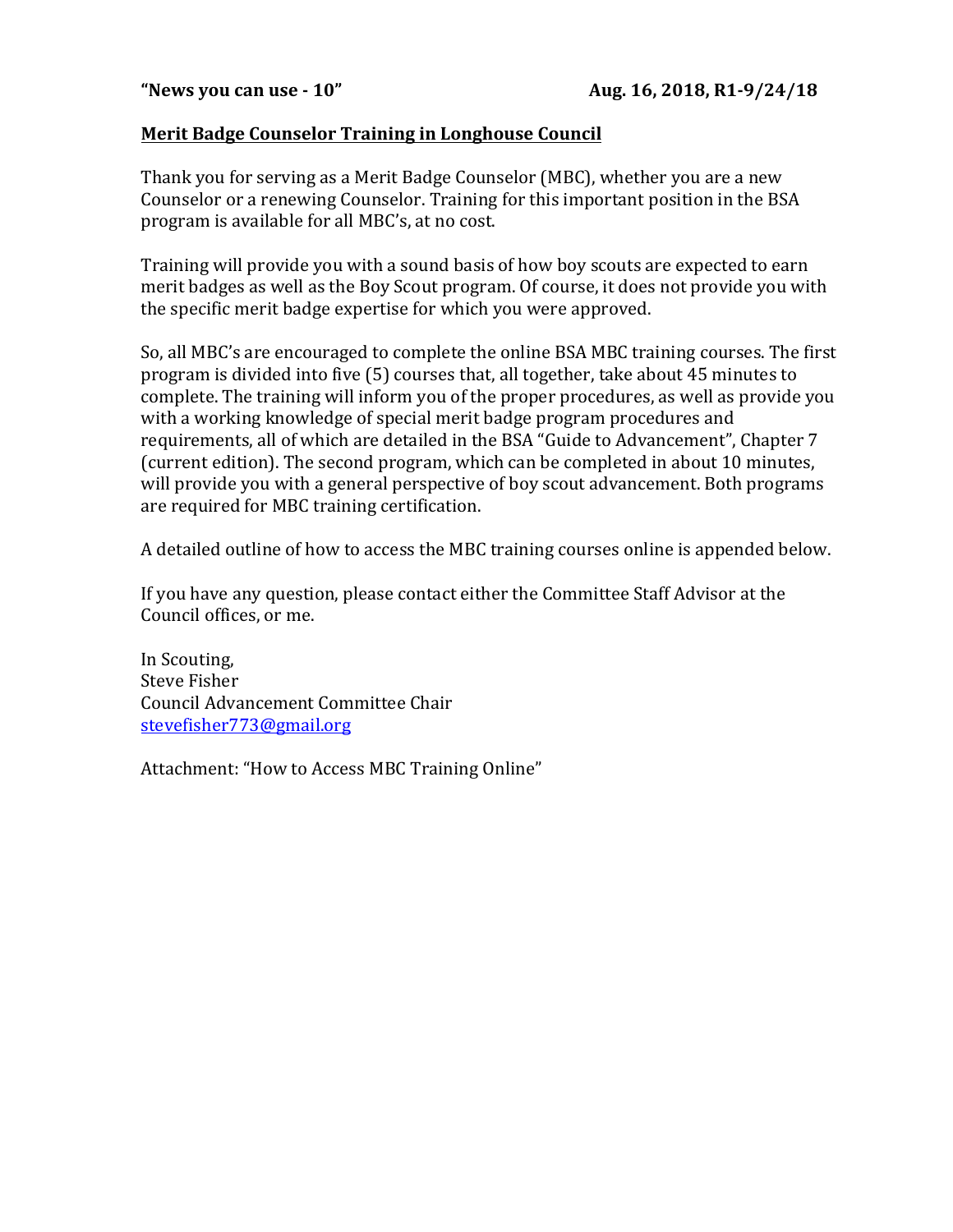**“News you can use - 10”** **Aug. 16, 2018, R1-9/24/18**

## Merit Badge Counselor Training in Longhouse Council

Thank you for serving as a Merit Badge Counselor (MBC), whether you are a new Counselor or a renewing Counselor. Training for this important position in the BSA program is available for all MBC’s, at no cost.

Training will provide you with a sound basis of how boy scouts are expected to earn merit badges as well as the Boy Scout program. Of course, it does not provide you with the specific merit badge expertise for which you were approved.

So, all MBC’s are encouraged to complete the online BSA MBC training courses. The first program is divided into five (5) courses that, all together, take about 45 minutes to complete. The training will inform you of the proper procedures, as well as provide you with a working knowledge of special merit badge program procedures and requirements, all of which are detailed in the BSA “Guide to Advancement”, Chapter 7 (current edition). The second program, which can be completed in about 10 minutes, will provide you with a general perspective of boy scout advancement. Both programs are required for MBC training certification.

A detailed outline of how to access the MBC training courses online is appended below.

If you have any question, please contact either the Committee Staff Advisor at the Council offices, or me.

In Scouting,
Steve Fisher
Council Advancement Committee Chair
stevefisher773@gmail.org

Attachment: “How to Access MBC Training Online”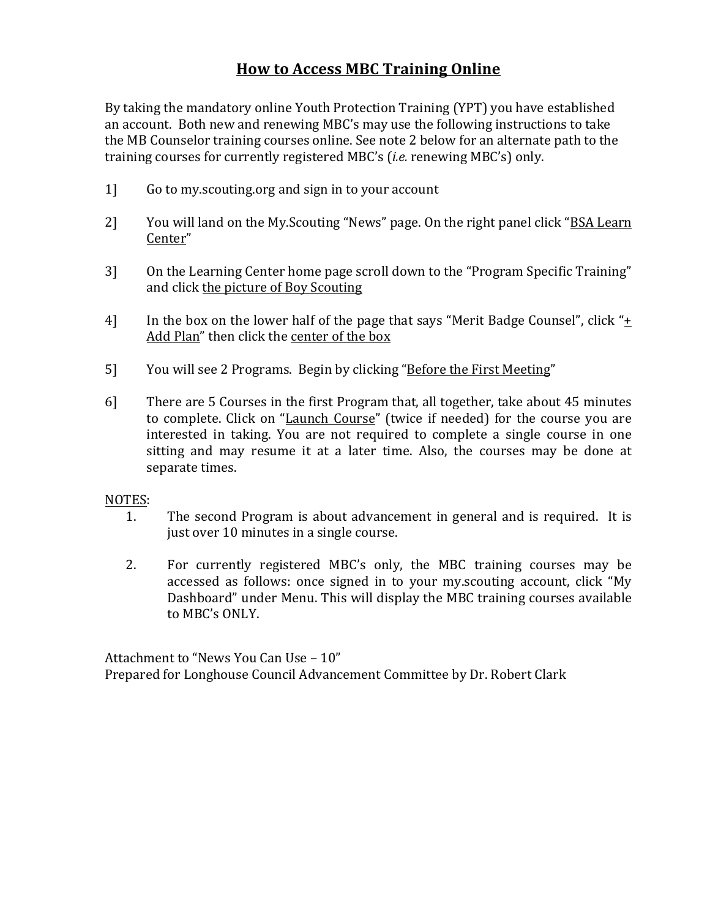## How to Access MBC Training Online

By taking the mandatory online Youth Protection Training (YPT) you have established an account. Both new and renewing MBC's may use the following instructions to take the MB Counselor training courses online. See note 2 below for an alternate path to the training courses for currently registered MBC's (*i.e.* renewing MBC's) only.

1] Go to my.scouting.org and sign in to your account

2] You will land on the My.Scouting "News" page. On the right panel click "<u>BSA Learn Center</u>"

3] On the Learning Center home page scroll down to the "Program Specific Training" and click <u>the picture of Boy Scouting</u>

4] In the box on the lower half of the page that says "Merit Badge Counsel", click "<u>+ Add Plan</u>" then click the <u>center of the box</u>

5] You will see 2 Programs. Begin by clicking "<u>Before the First Meeting</u>"

6] There are 5 Courses in the first Program that, all together, take about 45 minutes to complete. Click on "<u>Launch Course</u>" (twice if needed) for the course you are interested in taking. You are not required to complete a single course in one sitting and may resume it at a later time. Also, the courses may be done at separate times.

<u>NOTES</u>:

1. The second Program is about advancement in general and is required. It is just over 10 minutes in a single course.

2. For currently registered MBC's only, the MBC training courses may be accessed as follows: once signed in to your my.scouting account, click "My Dashboard" under Menu. This will display the MBC training courses available to MBC's ONLY.

Attachment to "News You Can Use – 10"
Prepared for Longhouse Council Advancement Committee by Dr. Robert Clark